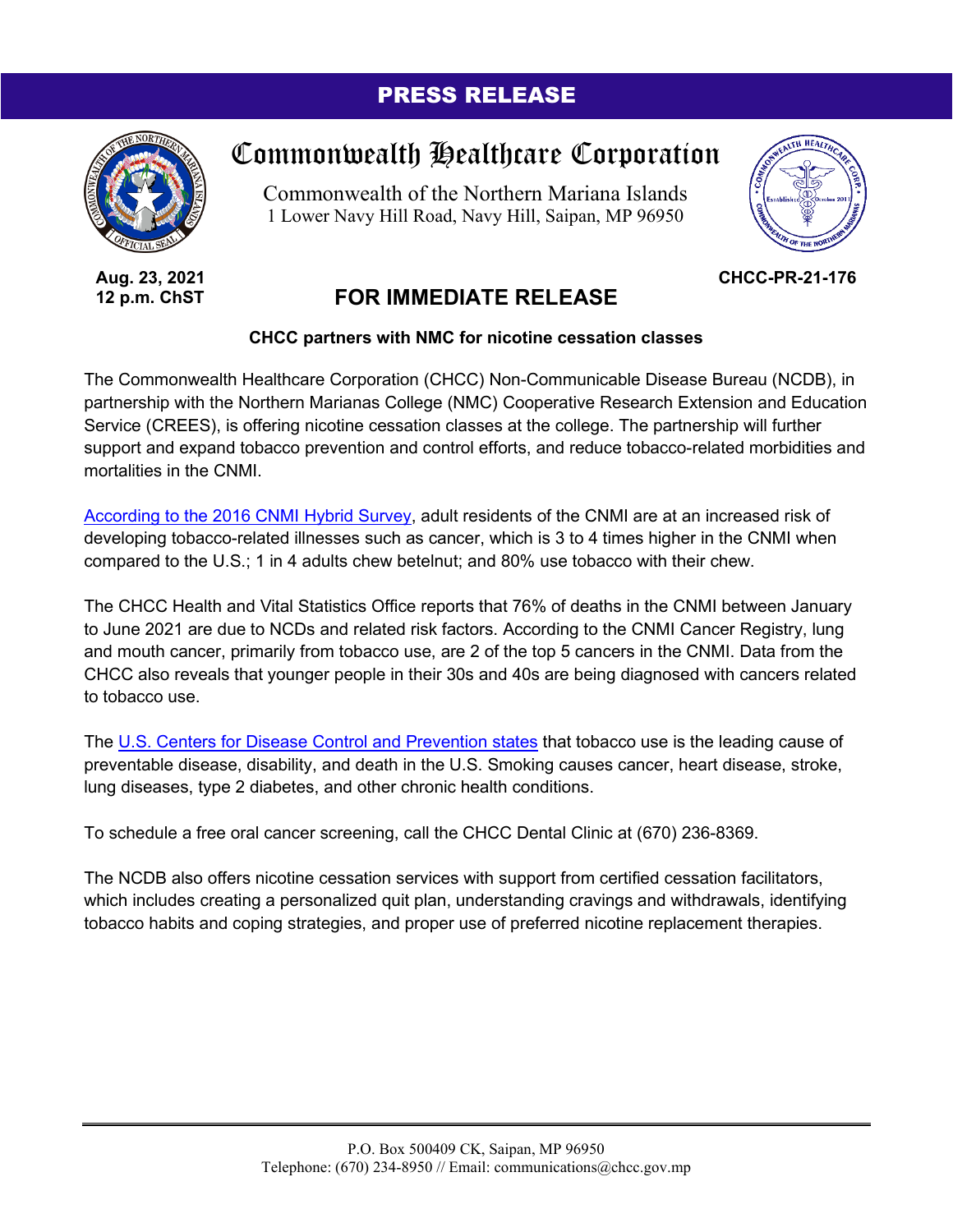**PRESS RELEASE**

# Commonwealth Healthcare Corporation

Commonwealth of the Northern Mariana Islands
1 Lower Navy Hill Road, Navy Hill, Saipan, MP 96950

**Aug. 23, 2021**
**12 p.m. ChST**

**CHCC-PR-21-176**

## FOR IMMEDIATE RELEASE

**CHCC partners with NMC for nicotine cessation classes**

The Commonwealth Healthcare Corporation (CHCC) Non-Communicable Disease Bureau (NCDB), in partnership with the Northern Marianas College (NMC) Cooperative Research Extension and Education Service (CREES), is offering nicotine cessation classes at the college. The partnership will further support and expand tobacco prevention and control efforts, and reduce tobacco-related morbidities and mortalities in the CNMI.

According to the 2016 CNMI Hybrid Survey, adult residents of the CNMI are at an increased risk of developing tobacco-related illnesses such as cancer, which is 3 to 4 times higher in the CNMI when compared to the U.S.; 1 in 4 adults chew betelnut; and 80% use tobacco with their chew.

The CHCC Health and Vital Statistics Office reports that 76% of deaths in the CNMI between January to June 2021 are due to NCDs and related risk factors. According to the CNMI Cancer Registry, lung and mouth cancer, primarily from tobacco use, are 2 of the top 5 cancers in the CNMI. Data from the CHCC also reveals that younger people in their 30s and 40s are being diagnosed with cancers related to tobacco use.

The U.S. Centers for Disease Control and Prevention states that tobacco use is the leading cause of preventable disease, disability, and death in the U.S. Smoking causes cancer, heart disease, stroke, lung diseases, type 2 diabetes, and other chronic health conditions.

To schedule a free oral cancer screening, call the CHCC Dental Clinic at (670) 236-8369.

The NCDB also offers nicotine cessation services with support from certified cessation facilitators, which includes creating a personalized quit plan, understanding cravings and withdrawals, identifying tobacco habits and coping strategies, and proper use of preferred nicotine replacement therapies.

P.O. Box 500409 CK, Saipan, MP 96950
Telephone: (670) 234-8950 // Email: communications@chcc.gov.mp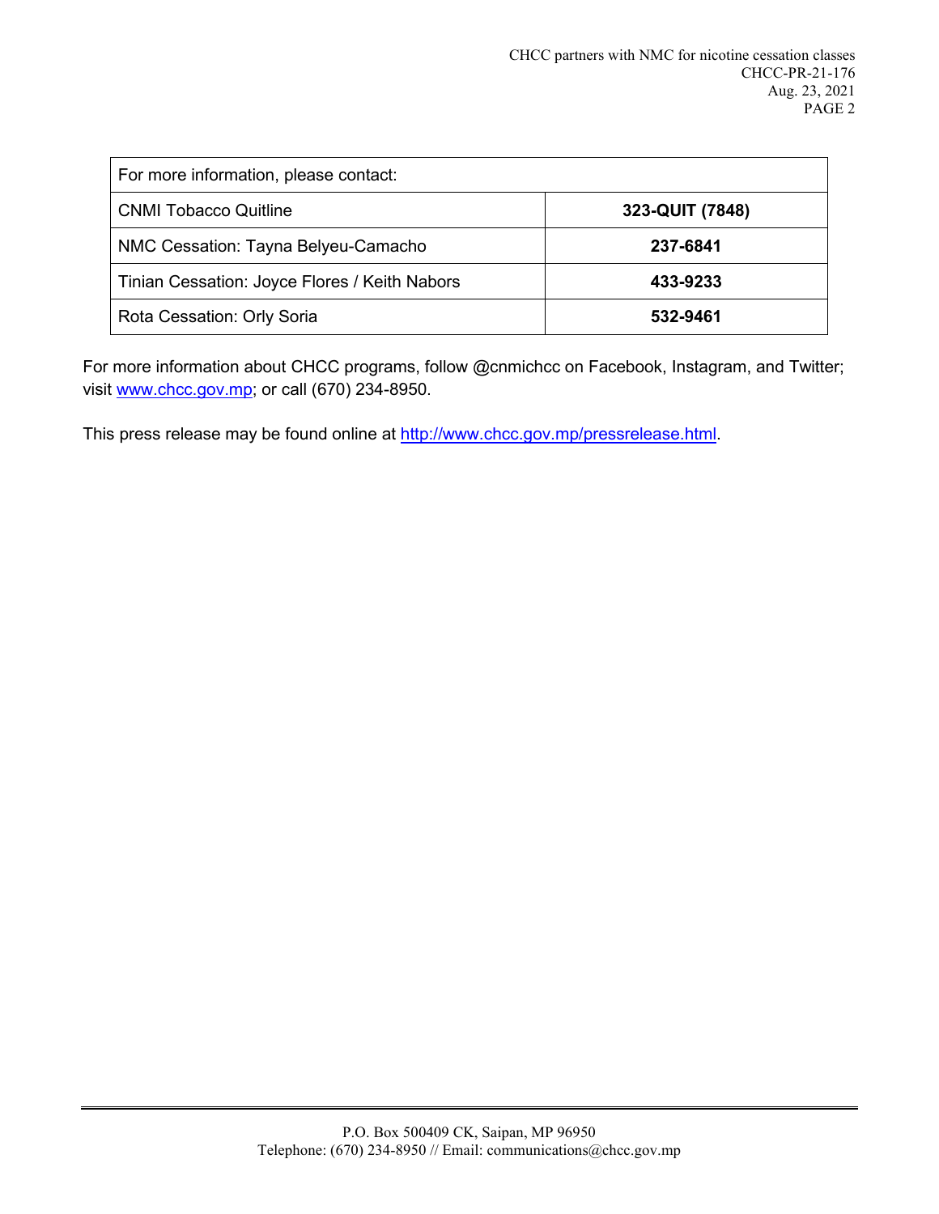| For more information, please contact: | |
| --- | --- |
| CNMI Tobacco Quitline | **323-QUIT (7848)** |
| NMC Cessation: Tayna Belyeu-Camacho | **237-6841** |
| Tinian Cessation: Joyce Flores / Keith Nabors | **433-9233** |
| Rota Cessation: Orly Soria | **532-9461** |

For more information about CHCC programs, follow @cnmichcc on Facebook, Instagram, and Twitter; visit [www.chcc.gov.mp](http://www.chcc.gov.mp); or call (670) 234-8950.

This press release may be found online at [http://www.chcc.gov.mp/pressrelease.html](http://www.chcc.gov.mp/pressrelease.html).

P.O. Box 500409 CK, Saipan, MP 96950
Telephone: (670) 234-8950 // Email: communications@chcc.gov.mp